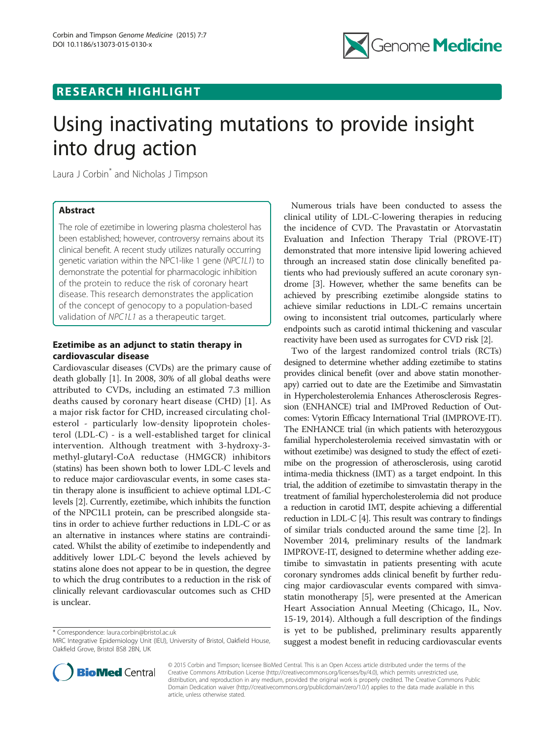## RESEARCH HIGHLIGHT

# Using inactivating mutations to provide insight into drug action

Laura J Corbin* and Nicholas J Timpson

### Abstract

The role of ezetimibe in lowering plasma cholesterol has been established; however, controversy remains about its clinical benefit. A recent study utilizes naturally occurring genetic variation within the NPC1-like 1 gene (*NPC1L1*) to demonstrate the potential for pharmacologic inhibition of the protein to reduce the risk of coronary heart disease. This research demonstrates the application of the concept of genocopy to a population-based validation of *NPC1L1* as a therapeutic target.

### Ezetimibe as an adjunct to statin therapy in cardiovascular disease

Cardiovascular diseases (CVDs) are the primary cause of death globally [1]. In 2008, 30% of all global deaths were attributed to CVDs, including an estimated 7.3 million deaths caused by coronary heart disease (CHD) [1]. As a major risk factor for CHD, increased circulating cholesterol - particularly low-density lipoprotein cholesterol (LDL-C) - is a well-established target for clinical intervention. Although treatment with 3-hydroxy-3-methyl-glutaryl-CoA reductase (HMGCR) inhibitors (statins) has been shown both to lower LDL-C levels and to reduce major cardiovascular events, in some cases statin therapy alone is insufficient to achieve optimal LDL-C levels [2]. Currently, ezetimibe, which inhibits the function of the NPC1L1 protein, can be prescribed alongside statins in order to achieve further reductions in LDL-C or as an alternative in instances where statins are contraindicated. Whilst the ability of ezetimibe to independently and additively lower LDL-C beyond the levels achieved by statins alone does not appear to be in question, the degree to which the drug contributes to a reduction in the risk of clinically relevant cardiovascular outcomes such as CHD is unclear.

Numerous trials have been conducted to assess the clinical utility of LDL-C-lowering therapies in reducing the incidence of CVD. The Pravastatin or Atorvastatin Evaluation and Infection Therapy Trial (PROVE-IT) demonstrated that more intensive lipid lowering achieved through an increased statin dose clinically benefited patients who had previously suffered an acute coronary syndrome [3]. However, whether the same benefits can be achieved by prescribing ezetimibe alongside statins to achieve similar reductions in LDL-C remains uncertain owing to inconsistent trial outcomes, particularly where endpoints such as carotid intimal thickening and vascular reactivity have been used as surrogates for CVD risk [2].

Two of the largest randomized control trials (RCTs) designed to determine whether adding ezetimibe to statins provides clinical benefit (over and above statin monotherapy) carried out to date are the Ezetimibe and Simvastatin in Hypercholesterolemia Enhances Atherosclerosis Regression (ENHANCE) trial and IMProved Reduction of Outcomes: Vytorin Efficacy International Trial (IMPROVE-IT). The ENHANCE trial (in which patients with heterozygous familial hypercholesterolemia received simvastatin with or without ezetimibe) was designed to study the effect of ezetimibe on the progression of atherosclerosis, using carotid intima-media thickness (IMT) as a target endpoint. In this trial, the addition of ezetimibe to simvastatin therapy in the treatment of familial hypercholesterolemia did not produce a reduction in carotid IMT, despite achieving a differential reduction in LDL-C [4]. This result was contrary to findings of similar trials conducted around the same time [2]. In November 2014, preliminary results of the landmark IMPROVE-IT, designed to determine whether adding ezetimibe to simvastatin in patients presenting with acute coronary syndromes adds clinical benefit by further reducing major cardiovascular events compared with simvastatin monotherapy [5], were presented at the American Heart Association Annual Meeting (Chicago, IL, Nov. 15-19, 2014). Although a full description of the findings is yet to be published, preliminary results apparently suggest a modest benefit in reducing cardiovascular events

\* Correspondence: laura.corbin@bristol.ac.uk
MRC Integrative Epidemiology Unit (IEU), University of Bristol, Oakfield House, Oakfield Grove, Bristol BS8 2BN, UK

© 2015 Corbin and Timpson; licensee BioMed Central. This is an Open Access article distributed under the terms of the Creative Commons Attribution License (http://creativecommons.org/licenses/by/4.0), which permits unrestricted use, distribution, and reproduction in any medium, provided the original work is properly credited. The Creative Commons Public Domain Dedication waiver (http://creativecommons.org/publicdomain/zero/1.0/) applies to the data made available in this article, unless otherwise stated.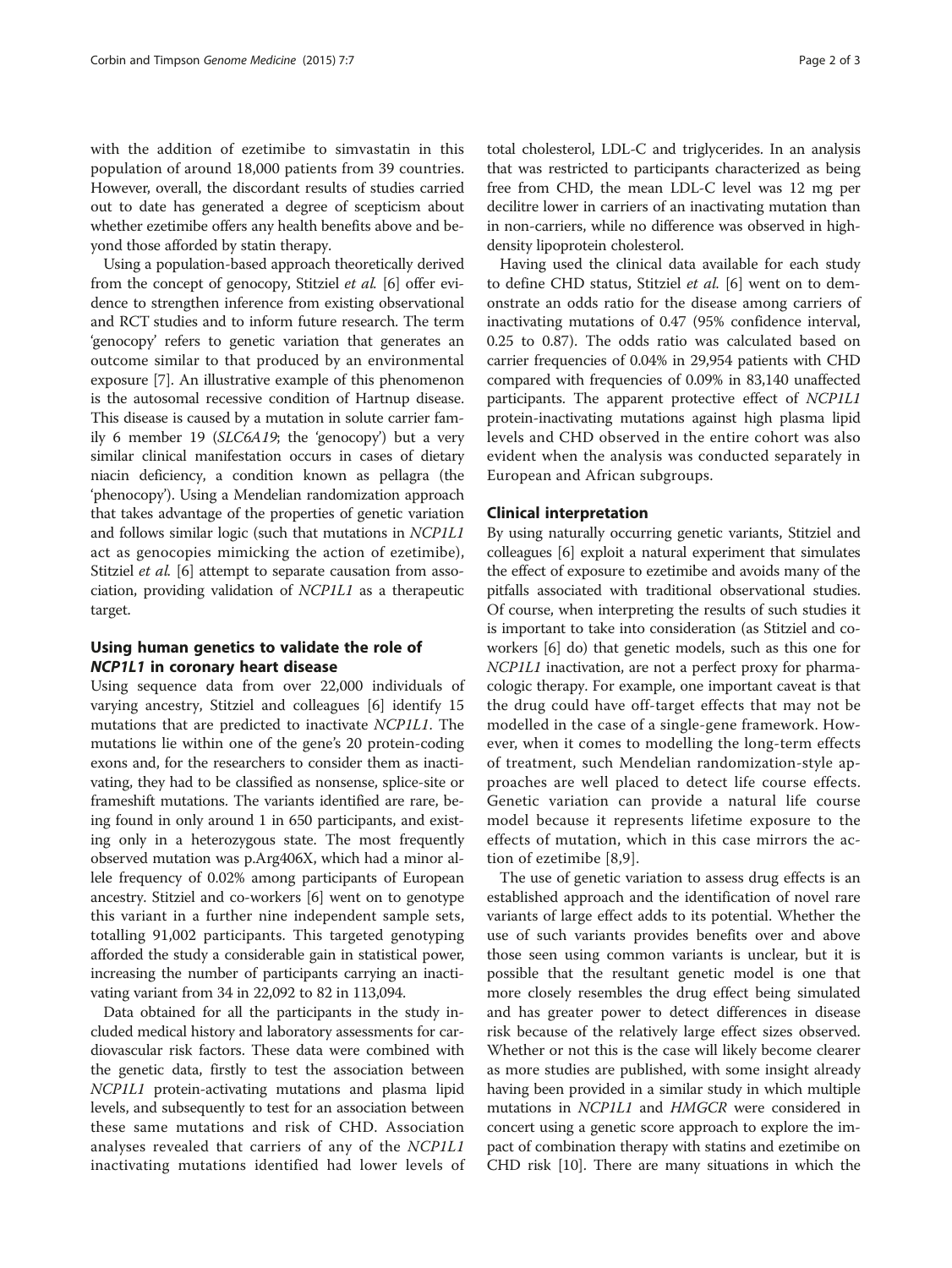with the addition of ezetimibe to simvastatin in this population of around 18,000 patients from 39 countries. However, overall, the discordant results of studies carried out to date has generated a degree of scepticism about whether ezetimibe offers any health benefits above and beyond those afforded by statin therapy.

Using a population-based approach theoretically derived from the concept of genocopy, Stitziel *et al.* [6] offer evidence to strengthen inference from existing observational and RCT studies and to inform future research. The term 'genocopy' refers to genetic variation that generates an outcome similar to that produced by an environmental exposure [7]. An illustrative example of this phenomenon is the autosomal recessive condition of Hartnup disease. This disease is caused by a mutation in solute carrier family 6 member 19 (*SLC6A19*; the 'genocopy') but a very similar clinical manifestation occurs in cases of dietary niacin deficiency, a condition known as pellagra (the 'phenocopy'). Using a Mendelian randomization approach that takes advantage of the properties of genetic variation and follows similar logic (such that mutations in *NCP1L1* act as genocopies mimicking the action of ezetimibe), Stitziel *et al.* [6] attempt to separate causation from association, providing validation of *NCP1L1* as a therapeutic target.

## Using human genetics to validate the role of *NCP1L1* in coronary heart disease

Using sequence data from over 22,000 individuals of varying ancestry, Stitziel and colleagues [6] identify 15 mutations that are predicted to inactivate *NCP1L1*. The mutations lie within one of the gene's 20 protein-coding exons and, for the researchers to consider them as inactivating, they had to be classified as nonsense, splice-site or frameshift mutations. The variants identified are rare, being found in only around 1 in 650 participants, and existing only in a heterozygous state. The most frequently observed mutation was p.Arg406X, which had a minor allele frequency of 0.02% among participants of European ancestry. Stitziel and co-workers [6] went on to genotype this variant in a further nine independent sample sets, totalling 91,002 participants. This targeted genotyping afforded the study a considerable gain in statistical power, increasing the number of participants carrying an inactivating variant from 34 in 22,092 to 82 in 113,094.

Data obtained for all the participants in the study included medical history and laboratory assessments for cardiovascular risk factors. These data were combined with the genetic data, firstly to test the association between *NCP1L1* protein-activating mutations and plasma lipid levels, and subsequently to test for an association between these same mutations and risk of CHD. Association analyses revealed that carriers of any of the *NCP1L1* inactivating mutations identified had lower levels of total cholesterol, LDL-C and triglycerides. In an analysis that was restricted to participants characterized as being free from CHD, the mean LDL-C level was 12 mg per decilitre lower in carriers of an inactivating mutation than in non-carriers, while no difference was observed in high-density lipoprotein cholesterol.

Having used the clinical data available for each study to define CHD status, Stitziel *et al.* [6] went on to demonstrate an odds ratio for the disease among carriers of inactivating mutations of 0.47 (95% confidence interval, 0.25 to 0.87). The odds ratio was calculated based on carrier frequencies of 0.04% in 29,954 patients with CHD compared with frequencies of 0.09% in 83,140 unaffected participants. The apparent protective effect of *NCP1L1* protein-inactivating mutations against high plasma lipid levels and CHD observed in the entire cohort was also evident when the analysis was conducted separately in European and African subgroups.

## Clinical interpretation

By using naturally occurring genetic variants, Stitziel and colleagues [6] exploit a natural experiment that simulates the effect of exposure to ezetimibe and avoids many of the pitfalls associated with traditional observational studies. Of course, when interpreting the results of such studies it is important to take into consideration (as Stitziel and co-workers [6] do) that genetic models, such as this one for *NCP1L1* inactivation, are not a perfect proxy for pharmacologic therapy. For example, one important caveat is that the drug could have off-target effects that may not be modelled in the case of a single-gene framework. However, when it comes to modelling the long-term effects of treatment, such Mendelian randomization-style approaches are well placed to detect life course effects. Genetic variation can provide a natural life course model because it represents lifetime exposure to the effects of mutation, which in this case mirrors the action of ezetimibe [8,9].

The use of genetic variation to assess drug effects is an established approach and the identification of novel rare variants of large effect adds to its potential. Whether the use of such variants provides benefits over and above those seen using common variants is unclear, but it is possible that the resultant genetic model is one that more closely resembles the drug effect being simulated and has greater power to detect differences in disease risk because of the relatively large effect sizes observed. Whether or not this is the case will likely become clearer as more studies are published, with some insight already having been provided in a similar study in which multiple mutations in *NCP1L1* and *HMGCR* were considered in concert using a genetic score approach to explore the impact of combination therapy with statins and ezetimibe on CHD risk [10]. There are many situations in which the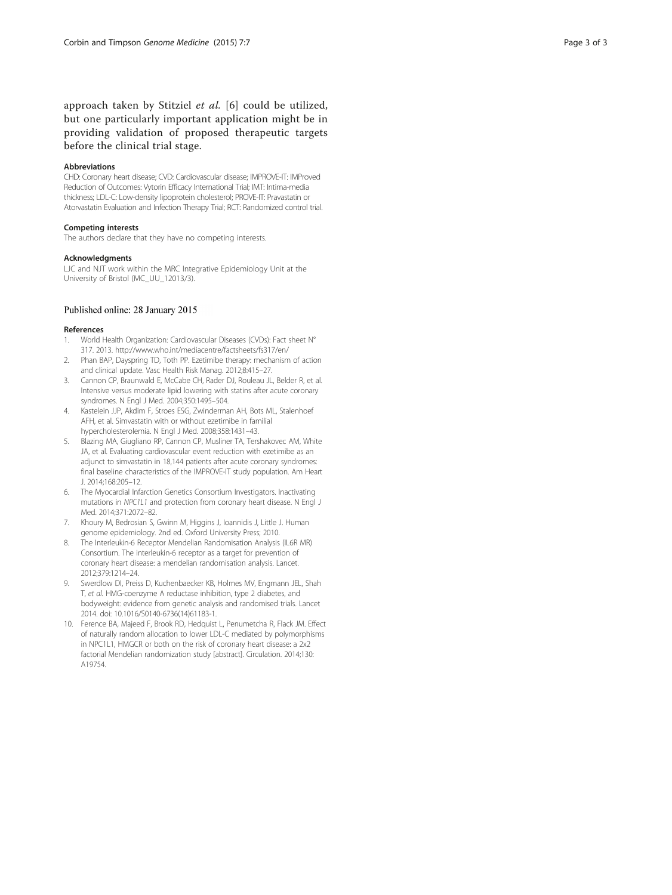approach taken by Stitziel *et al.* [6] could be utilized, but one particularly important application might be in providing validation of proposed therapeutic targets before the clinical trial stage.

### Abbreviations

CHD: Coronary heart disease; CVD: Cardiovascular disease; IMPROVE-IT: IMProved Reduction of Outcomes: Vytorin Efficacy International Trial; IMT: Intima-media thickness; LDL-C: Low-density lipoprotein cholesterol; PROVE-IT: Pravastatin or Atorvastatin Evaluation and Infection Therapy Trial; RCT: Randomized control trial.

### Competing interests

The authors declare that they have no competing interests.

### Acknowledgments

LJC and NJT work within the MRC Integrative Epidemiology Unit at the University of Bristol (MC_UU_12013/3).

Published online: 28 January 2015

### References

1. World Health Organization: Cardiovascular Diseases (CVDs): Fact sheet N° 317. 2013. http://www.who.int/mediacentre/factsheets/fs317/en/
2. Phan BAP, Dayspring TD, Toth PP. Ezetimibe therapy: mechanism of action and clinical update. Vasc Health Risk Manag. 2012;8:415–27.
3. Cannon CP, Braunwald E, McCabe CH, Rader DJ, Rouleau JL, Belder R, et al. Intensive versus moderate lipid lowering with statins after acute coronary syndromes. N Engl J Med. 2004;350:1495–504.
4. Kastelein JJP, Akdim F, Stroes ESG, Zwinderman AH, Bots ML, Stalenhoef AFH, et al. Simvastatin with or without ezetimibe in familial hypercholesterolemia. N Engl J Med. 2008;358:1431–43.
5. Blazing MA, Giugliano RP, Cannon CP, Musliner TA, Tershakovec AM, White JA, et al. Evaluating cardiovascular event reduction with ezetimibe as an adjunct to simvastatin in 18,144 patients after acute coronary syndromes: final baseline characteristics of the IMPROVE-IT study population. Am Heart J. 2014;168:205–12.
6. The Myocardial Infarction Genetics Consortium Investigators. Inactivating mutations in *NPC1L1* and protection from coronary heart disease. N Engl J Med. 2014;371:2072–82.
7. Khoury M, Bedrosian S, Gwinn M, Higgins J, Ioannidis J, Little J. Human genome epidemiology. 2nd ed. Oxford University Press; 2010.
8. The Interleukin-6 Receptor Mendelian Randomisation Analysis (IL6R MR) Consortium. The interleukin-6 receptor as a target for prevention of coronary heart disease: a mendelian randomisation analysis. Lancet. 2012;379:1214–24.
9. Swerdlow DI, Preiss D, Kuchenbaecker KB, Holmes MV, Engmann JEL, Shah T, *et al.* HMG-coenzyme A reductase inhibition, type 2 diabetes, and bodyweight: evidence from genetic analysis and randomised trials. Lancet 2014. doi: 10.1016/S0140-6736(14)61183-1.
10. Ference BA, Majeed F, Brook RD, Hedquist L, Penumetcha R, Flack JM. Effect of naturally random allocation to lower LDL-C mediated by polymorphisms in NPC1L1, HMGCR or both on the risk of coronary heart disease: a 2x2 factorial Mendelian randomization study [abstract]. Circulation. 2014;130: A19754.